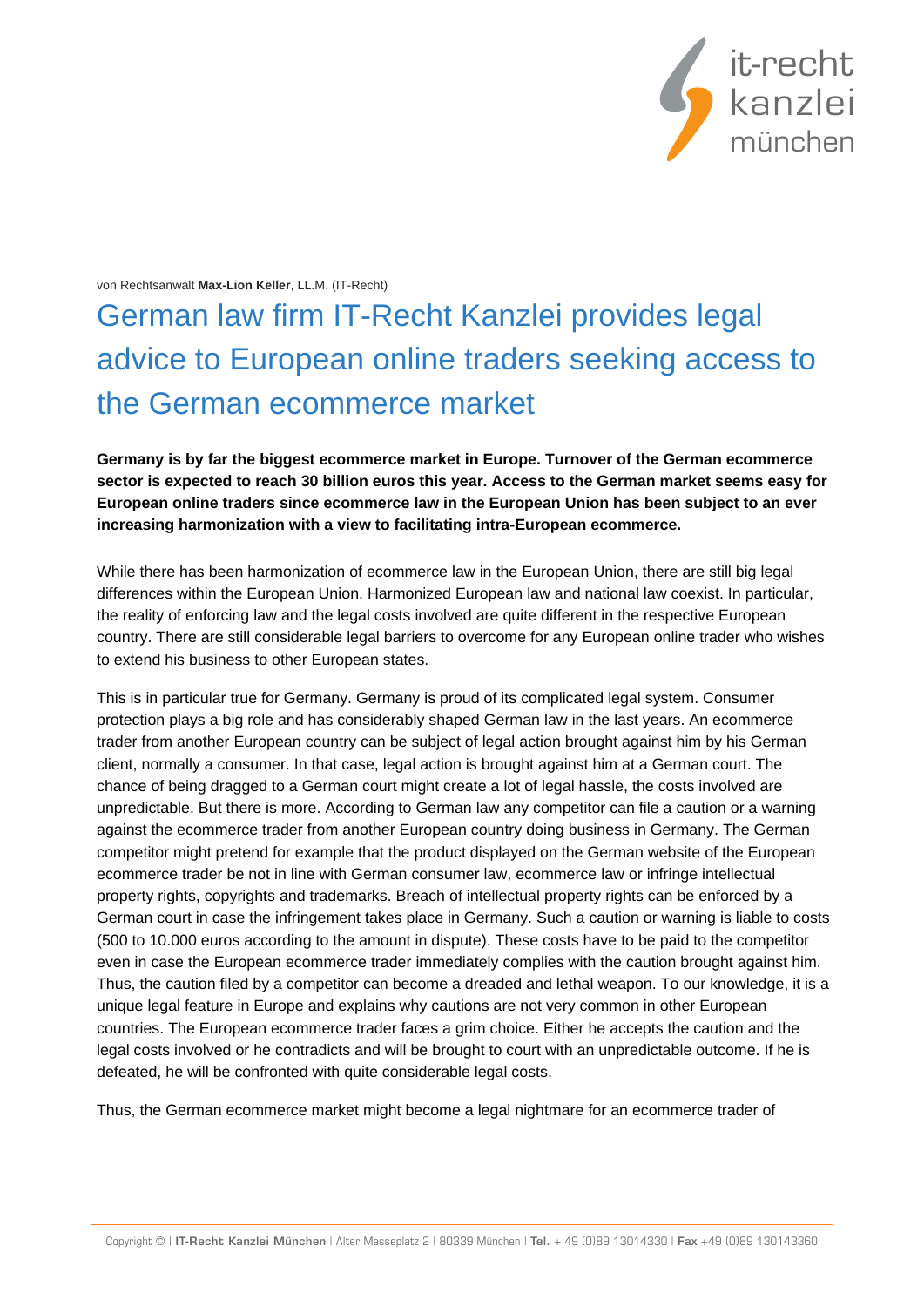von Rechtsanwalt **Max-Lion Keller**, LL.M. (IT-Recht)

# German law firm IT-Recht Kanzlei provides legal advice to European online traders seeking access to the German ecommerce market

**Germany is by far the biggest ecommerce market in Europe. Turnover of the German ecommerce sector is expected to reach 30 billion euros this year. Access to the German market seems easy for European online traders since ecommerce law in the European Union has been subject to an ever increasing harmonization with a view to facilitating intra-European ecommerce.**

While there has been harmonization of ecommerce law in the European Union, there are still big legal differences within the European Union. Harmonized European law and national law coexist. In particular, the reality of enforcing law and the legal costs involved are quite different in the respective European country. There are still considerable legal barriers to overcome for any European online trader who wishes to extend his business to other European states.

This is in particular true for Germany. Germany is proud of its complicated legal system. Consumer protection plays a big role and has considerably shaped German law in the last years. An ecommerce trader from another European country can be subject of legal action brought against him by his German client, normally a consumer. In that case, legal action is brought against him at a German court. The chance of being dragged to a German court might create a lot of legal hassle, the costs involved are unpredictable. But there is more. According to German law any competitor can file a caution or a warning against the ecommerce trader from another European country doing business in Germany. The German competitor might pretend for example that the product displayed on the German website of the European ecommerce trader be not in line with German consumer law, ecommerce law or infringe intellectual property rights, copyrights and trademarks. Breach of intellectual property rights can be enforced by a German court in case the infringement takes place in Germany. Such a caution or warning is liable to costs (500 to 10.000 euros according to the amount in dispute). These costs have to be paid to the competitor even in case the European ecommerce trader immediately complies with the caution brought against him. Thus, the caution filed by a competitor can become a dreaded and lethal weapon. To our knowledge, it is a unique legal feature in Europe and explains why cautions are not very common in other European countries. The European ecommerce trader faces a grim choice. Either he accepts the caution and the legal costs involved or he contradicts and will be brought to court with an unpredictable outcome. If he is defeated, he will be confronted with quite considerable legal costs.

Thus, the German ecommerce market might become a legal nightmare for an ecommerce trader of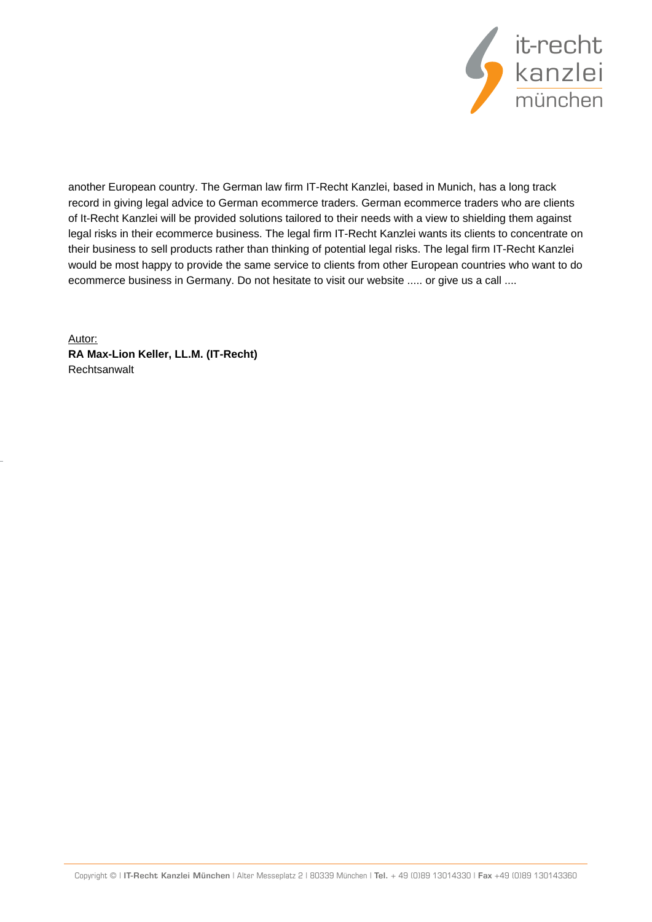another European country. The German law firm IT-Recht Kanzlei, based in Munich, has a long track record in giving legal advice to German ecommerce traders. German ecommerce traders who are clients of It-Recht Kanzlei will be provided solutions tailored to their needs with a view to shielding them against legal risks in their ecommerce business. The legal firm IT-Recht Kanzlei wants its clients to concentrate on their business to sell products rather than thinking of potential legal risks. The legal firm IT-Recht Kanzlei would be most happy to provide the same service to clients from other European countries who want to do ecommerce business in Germany. Do not hesitate to visit our website ..... or give us a call ....

Autor:
**RA Max-Lion Keller, LL.M. (IT-Recht)**
Rechtsanwalt